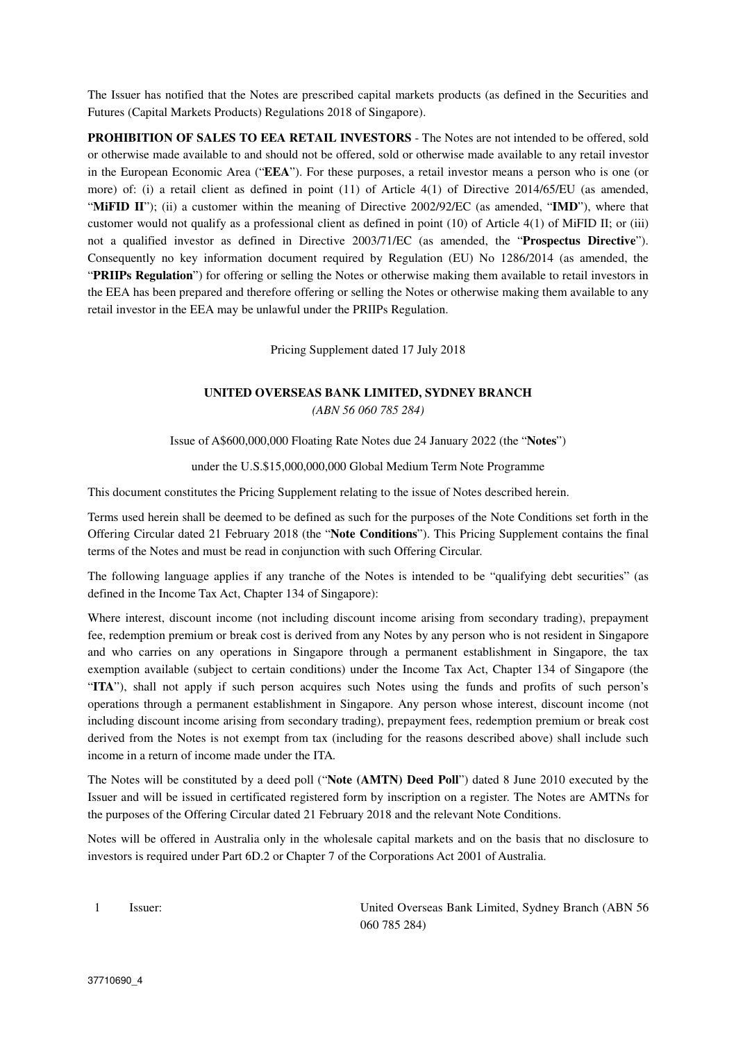The Issuer has notified that the Notes are prescribed capital markets products (as defined in the Securities and Futures (Capital Markets Products) Regulations 2018 of Singapore).

**PROHIBITION OF SALES TO EEA RETAIL INVESTORS** - The Notes are not intended to be offered, sold or otherwise made available to and should not be offered, sold or otherwise made available to any retail investor in the European Economic Area ("**EEA**"). For these purposes, a retail investor means a person who is one (or more) of: (i) a retail client as defined in point (11) of Article 4(1) of Directive 2014/65/EU (as amended, "**MiFID II**"); (ii) a customer within the meaning of Directive 2002/92/EC (as amended, "**IMD**"), where that customer would not qualify as a professional client as defined in point (10) of Article 4(1) of MiFID II; or (iii) not a qualified investor as defined in Directive 2003/71/EC (as amended, the "**Prospectus Directive**"). Consequently no key information document required by Regulation (EU) No 1286/2014 (as amended, the "**PRIIPs Regulation**") for offering or selling the Notes or otherwise making them available to retail investors in the EEA has been prepared and therefore offering or selling the Notes or otherwise making them available to any retail investor in the EEA may be unlawful under the PRIIPs Regulation.

Pricing Supplement dated 17 July 2018

**UNITED OVERSEAS BANK LIMITED, SYDNEY BRANCH**

*(ABN 56 060 785 284)*

Issue of A$600,000,000 Floating Rate Notes due 24 January 2022 (the "**Notes**")

under the U.S.$15,000,000,000 Global Medium Term Note Programme

This document constitutes the Pricing Supplement relating to the issue of Notes described herein.

Terms used herein shall be deemed to be defined as such for the purposes of the Note Conditions set forth in the Offering Circular dated 21 February 2018 (the "**Note Conditions**"). This Pricing Supplement contains the final terms of the Notes and must be read in conjunction with such Offering Circular.

The following language applies if any tranche of the Notes is intended to be "qualifying debt securities" (as defined in the Income Tax Act, Chapter 134 of Singapore):

Where interest, discount income (not including discount income arising from secondary trading), prepayment fee, redemption premium or break cost is derived from any Notes by any person who is not resident in Singapore and who carries on any operations in Singapore through a permanent establishment in Singapore, the tax exemption available (subject to certain conditions) under the Income Tax Act, Chapter 134 of Singapore (the "**ITA**"), shall not apply if such person acquires such Notes using the funds and profits of such person's operations through a permanent establishment in Singapore. Any person whose interest, discount income (not including discount income arising from secondary trading), prepayment fees, redemption premium or break cost derived from the Notes is not exempt from tax (including for the reasons described above) shall include such income in a return of income made under the ITA.

The Notes will be constituted by a deed poll ("**Note (AMTN) Deed Poll**") dated 8 June 2010 executed by the Issuer and will be issued in certificated registered form by inscription on a register. The Notes are AMTNs for the purposes of the Offering Circular dated 21 February 2018 and the relevant Note Conditions.

Notes will be offered in Australia only in the wholesale capital markets and on the basis that no disclosure to investors is required under Part 6D.2 or Chapter 7 of the Corporations Act 2001 of Australia.

| | | |
|---|---|---|
| 1 | Issuer: | United Overseas Bank Limited, Sydney Branch (ABN 56 060 785 284) |

37710690_4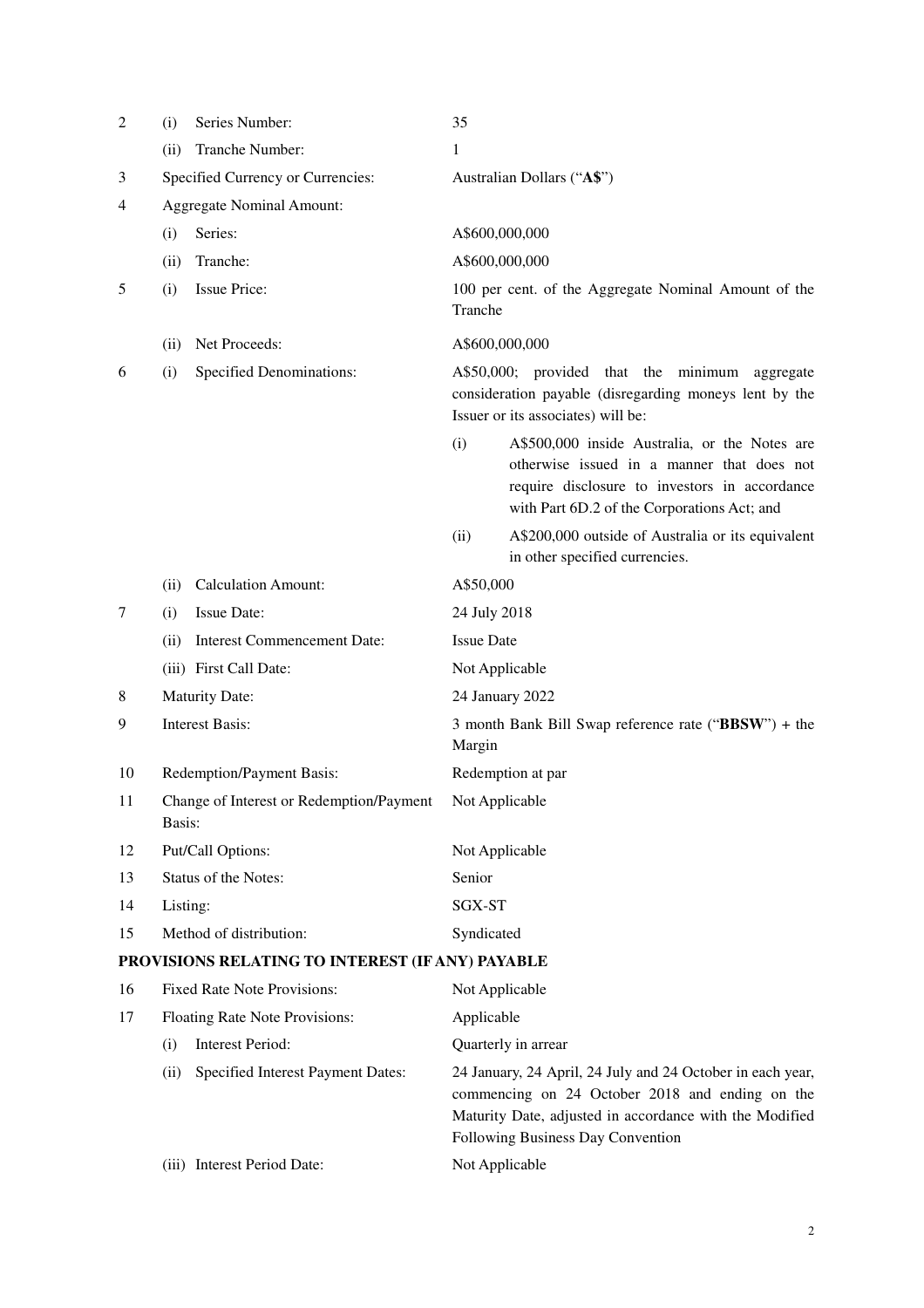| | | |
|---|---|---|
| 2 | (i) Series Number: | 35 |
| | (ii) Tranche Number: | 1 |
| 3 | Specified Currency or Currencies: | Australian Dollars ("**A$**") |
| 4 | Aggregate Nominal Amount: | |
| | (i) Series: | A$600,000,000 |
| | (ii) Tranche: | A$600,000,000 |
| 5 | (i) Issue Price: | 100 per cent. of the Aggregate Nominal Amount of the Tranche |
| | (ii) Net Proceeds: | A$600,000,000 |
| 6 | (i) Specified Denominations: | A$50,000; provided that the minimum aggregate consideration payable (disregarding moneys lent by the Issuer or its associates) will be:<br>(i) A$500,000 inside Australia, or the Notes are otherwise issued in a manner that does not require disclosure to investors in accordance with Part 6D.2 of the Corporations Act; and<br>(ii) A$200,000 outside of Australia or its equivalent in other specified currencies. |
| | (ii) Calculation Amount: | A$50,000 |
| 7 | (i) Issue Date: | 24 July 2018 |
| | (ii) Interest Commencement Date: | Issue Date |
| | (iii) First Call Date: | Not Applicable |
| 8 | Maturity Date: | 24 January 2022 |
| 9 | Interest Basis: | 3 month Bank Bill Swap reference rate ("**BBSW**") + the Margin |
| 10 | Redemption/Payment Basis: | Redemption at par |
| 11 | Change of Interest or Redemption/Payment Basis: | Not Applicable |
| 12 | Put/Call Options: | Not Applicable |
| 13 | Status of the Notes: | Senior |
| 14 | Listing: | SGX-ST |
| 15 | Method of distribution: | Syndicated |

**PROVISIONS RELATING TO INTEREST (IF ANY) PAYABLE**

| | | |
|---|---|---|
| 16 | Fixed Rate Note Provisions: | Not Applicable |
| 17 | Floating Rate Note Provisions: | Applicable |
| | (i) Interest Period: | Quarterly in arrear |
| | (ii) Specified Interest Payment Dates: | 24 January, 24 April, 24 July and 24 October in each year, commencing on 24 October 2018 and ending on the Maturity Date, adjusted in accordance with the Modified Following Business Day Convention |
| | (iii) Interest Period Date: | Not Applicable |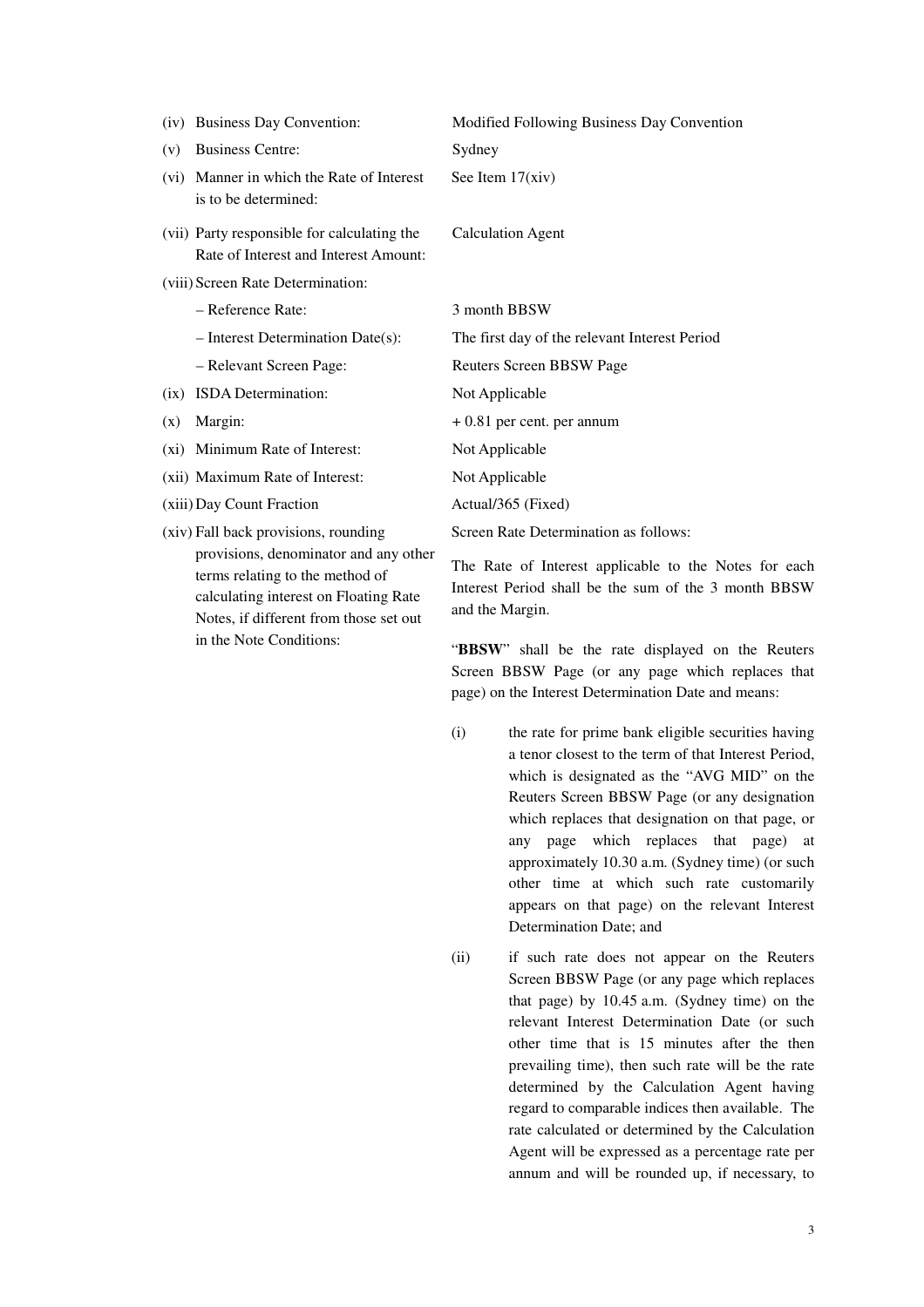| | |
|---|---|
| (iv) Business Day Convention: | Modified Following Business Day Convention |
| (v) Business Centre: | Sydney |
| (vi) Manner in which the Rate of Interest is to be determined: | See Item 17(xiv) |
| (vii) Party responsible for calculating the Rate of Interest and Interest Amount: | Calculation Agent |
| (viii) Screen Rate Determination: | |
| – Reference Rate: | 3 month BBSW |
| – Interest Determination Date(s): | The first day of the relevant Interest Period |
| – Relevant Screen Page: | Reuters Screen BBSW Page |
| (ix) ISDA Determination: | Not Applicable |
| (x) Margin: | + 0.81 per cent. per annum |
| (xi) Minimum Rate of Interest: | Not Applicable |
| (xii) Maximum Rate of Interest: | Not Applicable |
| (xiii) Day Count Fraction | Actual/365 (Fixed) |
| (xiv) Fall back provisions, rounding provisions, denominator and any other terms relating to the method of calculating interest on Floating Rate Notes, if different from those set out in the Note Conditions: | Screen Rate Determination as follows: |

The Rate of Interest applicable to the Notes for each Interest Period shall be the sum of the 3 month BBSW and the Margin.

"**BBSW**" shall be the rate displayed on the Reuters Screen BBSW Page (or any page which replaces that page) on the Interest Determination Date and means:

(i) the rate for prime bank eligible securities having a tenor closest to the term of that Interest Period, which is designated as the "AVG MID" on the Reuters Screen BBSW Page (or any designation which replaces that designation on that page, or any page which replaces that page) at approximately 10.30 a.m. (Sydney time) (or such other time at which such rate customarily appears on that page) on the relevant Interest Determination Date; and

(ii) if such rate does not appear on the Reuters Screen BBSW Page (or any page which replaces that page) by 10.45 a.m. (Sydney time) on the relevant Interest Determination Date (or such other time that is 15 minutes after the then prevailing time), then such rate will be the rate determined by the Calculation Agent having regard to comparable indices then available. The rate calculated or determined by the Calculation Agent will be expressed as a percentage rate per annum and will be rounded up, if necessary, to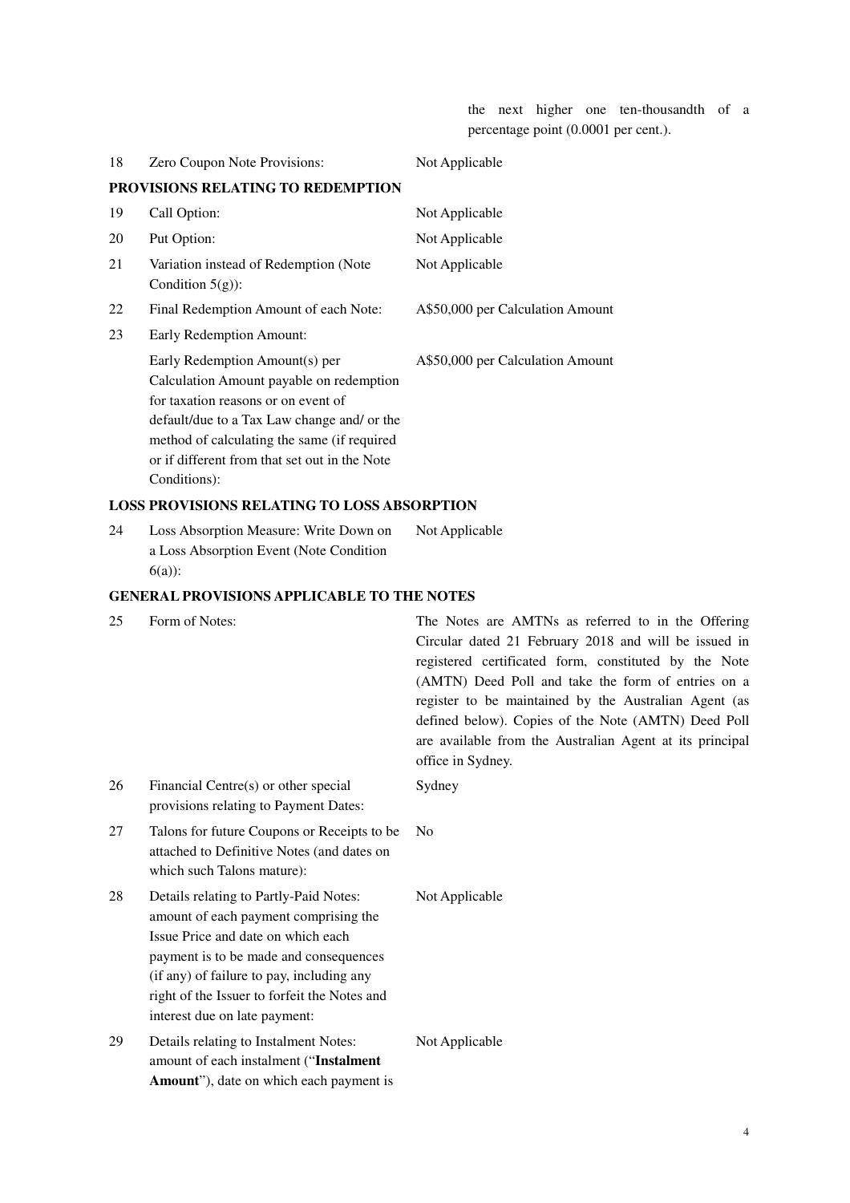| | | |
|---|---|---|
| | | the next higher one ten-thousandth of a percentage point (0.0001 per cent.). |
| 18 | Zero Coupon Note Provisions: | Not Applicable |

**PROVISIONS RELATING TO REDEMPTION**

| | | |
|---|---|---|
| 19 | Call Option: | Not Applicable |
| 20 | Put Option: | Not Applicable |
| 21 | Variation instead of Redemption (Note Condition 5(g)): | Not Applicable |
| 22 | Final Redemption Amount of each Note: | A$50,000 per Calculation Amount |
| 23 | Early Redemption Amount: | |
| | Early Redemption Amount(s) per Calculation Amount payable on redemption for taxation reasons or on event of default/due to a Tax Law change and/ or the method of calculating the same (if required or if different from that set out in the Note Conditions): | A$50,000 per Calculation Amount |

**LOSS PROVISIONS RELATING TO LOSS ABSORPTION**

| | | |
|---|---|---|
| 24 | Loss Absorption Measure: Write Down on a Loss Absorption Event (Note Condition 6(a)): | Not Applicable |

**GENERAL PROVISIONS APPLICABLE TO THE NOTES**

| | | |
|---|---|---|
| 25 | Form of Notes: | The Notes are AMTNs as referred to in the Offering Circular dated 21 February 2018 and will be issued in registered certificated form, constituted by the Note (AMTN) Deed Poll and take the form of entries on a register to be maintained by the Australian Agent (as defined below). Copies of the Note (AMTN) Deed Poll are available from the Australian Agent at its principal office in Sydney. |
| 26 | Financial Centre(s) or other special provisions relating to Payment Dates: | Sydney |
| 27 | Talons for future Coupons or Receipts to be attached to Definitive Notes (and dates on which such Talons mature): | No |
| 28 | Details relating to Partly-Paid Notes: amount of each payment comprising the Issue Price and date on which each payment is to be made and consequences (if any) of failure to pay, including any right of the Issuer to forfeit the Notes and interest due on late payment: | Not Applicable |
| 29 | Details relating to Instalment Notes: amount of each instalment ("**Instalment Amount**"), date on which each payment is | Not Applicable |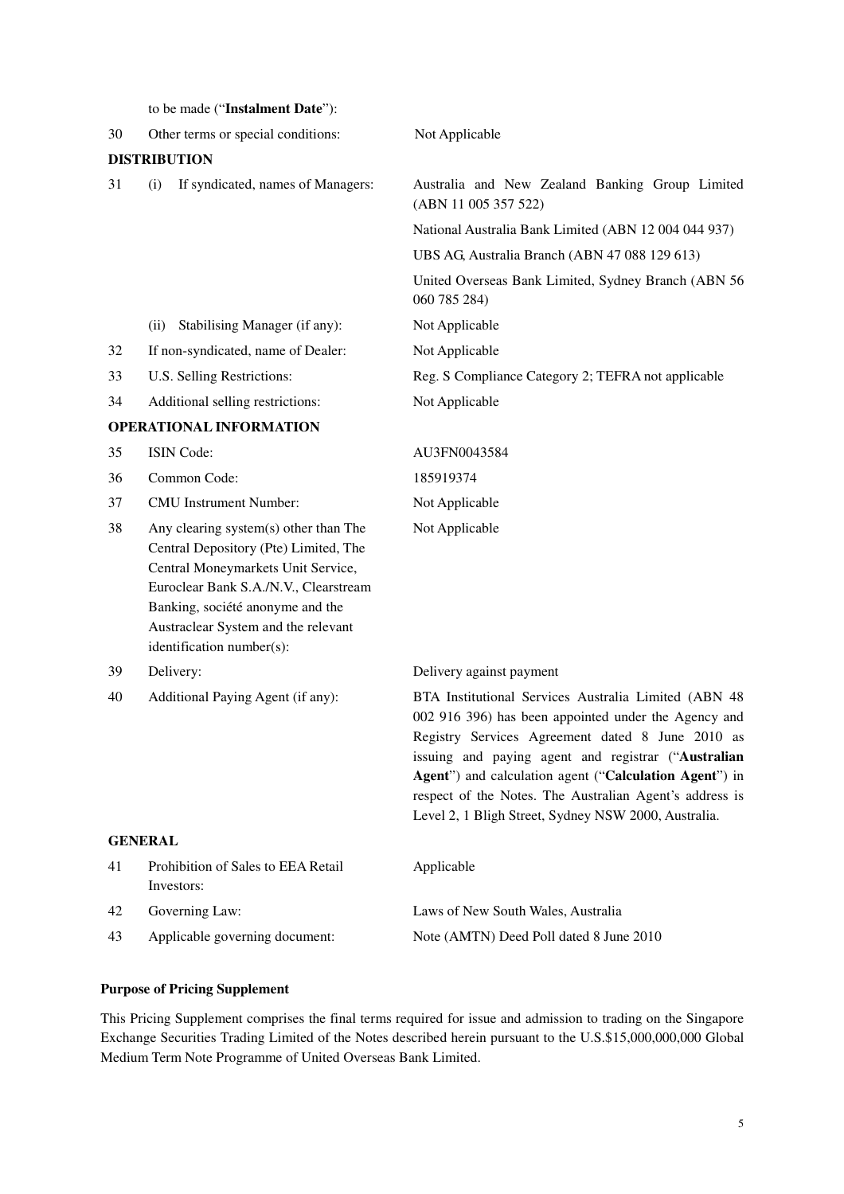| | | |
|---|---|---|
| | to be made ("**Instalment Date**"): | |
| 30 | Other terms or special conditions: | Not Applicable |
| | **DISTRIBUTION** | |
| 31 | (i) If syndicated, names of Managers: | Australia and New Zealand Banking Group Limited (ABN 11 005 357 522)<br>National Australia Bank Limited (ABN 12 004 044 937)<br>UBS AG, Australia Branch (ABN 47 088 129 613)<br>United Overseas Bank Limited, Sydney Branch (ABN 56 060 785 284) |
| | (ii) Stabilising Manager (if any): | Not Applicable |
| 32 | If non-syndicated, name of Dealer: | Not Applicable |
| 33 | U.S. Selling Restrictions: | Reg. S Compliance Category 2; TEFRA not applicable |
| 34 | Additional selling restrictions: | Not Applicable |
| | **OPERATIONAL INFORMATION** | |
| 35 | ISIN Code: | AU3FN0043584 |
| 36 | Common Code: | 185919374 |
| 37 | CMU Instrument Number: | Not Applicable |
| 38 | Any clearing system(s) other than The Central Depository (Pte) Limited, The Central Moneymarkets Unit Service, Euroclear Bank S.A./N.V., Clearstream Banking, société anonyme and the Austraclear System and the relevant identification number(s): | Not Applicable |
| 39 | Delivery: | Delivery against payment |
| 40 | Additional Paying Agent (if any): | BTA Institutional Services Australia Limited (ABN 48 002 916 396) has been appointed under the Agency and Registry Services Agreement dated 8 June 2010 as issuing and paying agent and registrar ("**Australian Agent**") and calculation agent ("**Calculation Agent**") in respect of the Notes. The Australian Agent's address is Level 2, 1 Bligh Street, Sydney NSW 2000, Australia. |
| | **GENERAL** | |
| 41 | Prohibition of Sales to EEA Retail Investors: | Applicable |
| 42 | Governing Law: | Laws of New South Wales, Australia |
| 43 | Applicable governing document: | Note (AMTN) Deed Poll dated 8 June 2010 |

**Purpose of Pricing Supplement**

This Pricing Supplement comprises the final terms required for issue and admission to trading on the Singapore Exchange Securities Trading Limited of the Notes described herein pursuant to the U.S.$15,000,000,000 Global Medium Term Note Programme of United Overseas Bank Limited.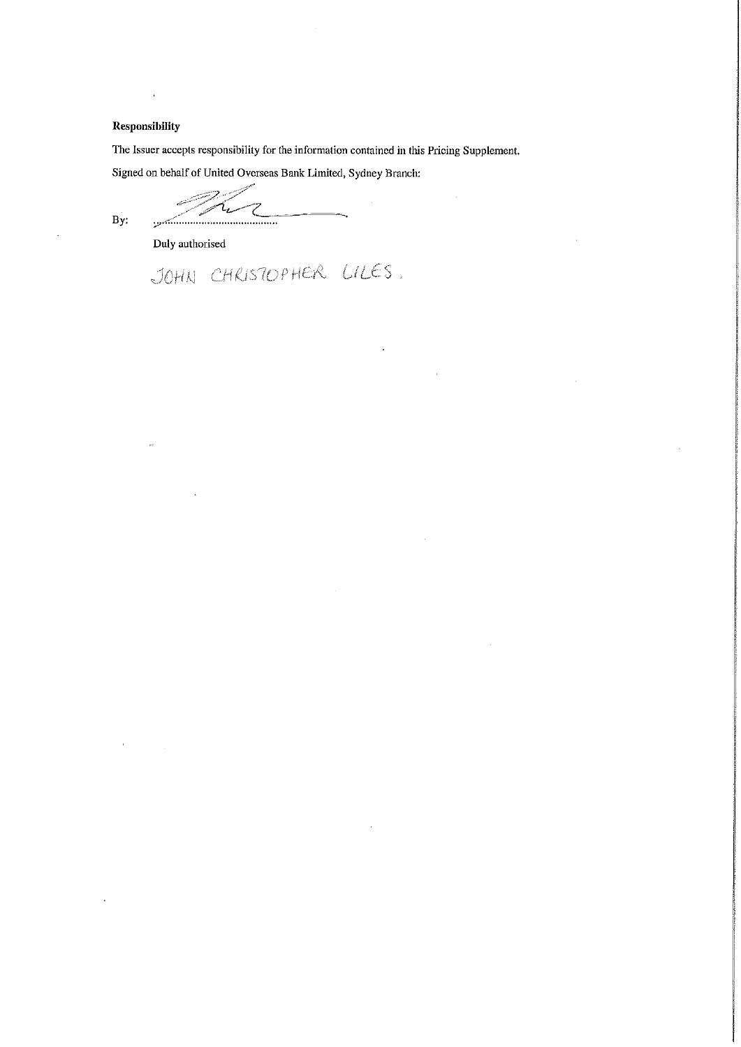**Responsibility**

The Issuer accepts responsibility for the information contained in this Pricing Supplement.

Signed on behalf of United Overseas Bank Limited, Sydney Branch:

By: ........................................

Duly authorised

JOHN CHRISTOPHER LILES.